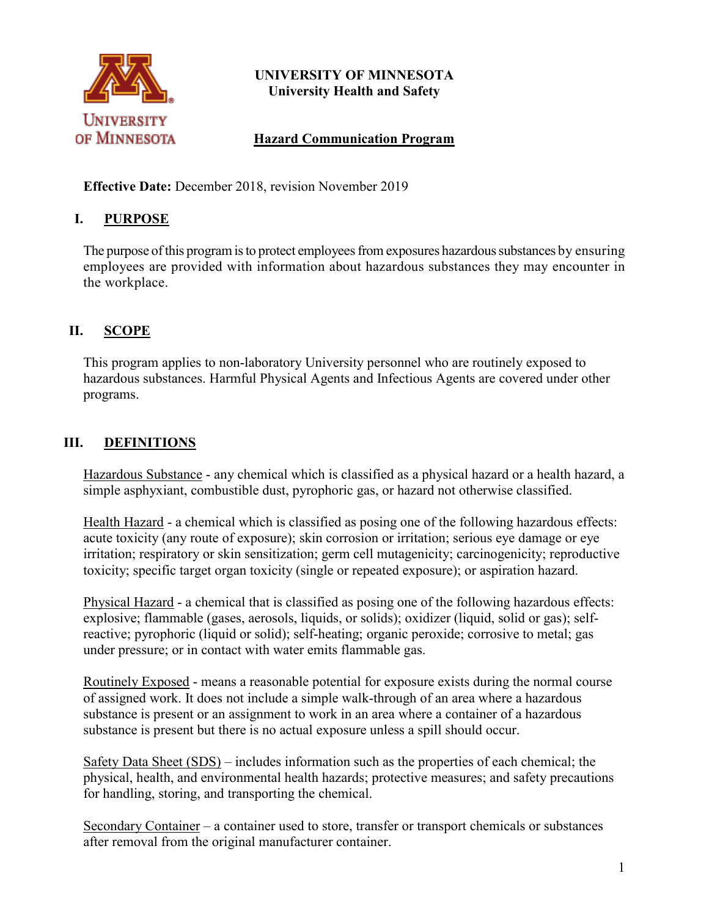**UNIVERSITY OF MINNESOTA**
**University Health and Safety**

# Hazard Communication Program

**Effective Date:** December 2018, revision November 2019

## I. PURPOSE

The purpose of this program is to protect employees from exposures hazardous substances by ensuring employees are provided with information about hazardous substances they may encounter in the workplace.

## II. SCOPE

This program applies to non-laboratory University personnel who are routinely exposed to hazardous substances. Harmful Physical Agents and Infectious Agents are covered under other programs.

## III. DEFINITIONS

Hazardous Substance - any chemical which is classified as a physical hazard or a health hazard, a simple asphyxiant, combustible dust, pyrophoric gas, or hazard not otherwise classified.

Health Hazard - a chemical which is classified as posing one of the following hazardous effects: acute toxicity (any route of exposure); skin corrosion or irritation; serious eye damage or eye irritation; respiratory or skin sensitization; germ cell mutagenicity; carcinogenicity; reproductive toxicity; specific target organ toxicity (single or repeated exposure); or aspiration hazard.

Physical Hazard - a chemical that is classified as posing one of the following hazardous effects: explosive; flammable (gases, aerosols, liquids, or solids); oxidizer (liquid, solid or gas); self-reactive; pyrophoric (liquid or solid); self-heating; organic peroxide; corrosive to metal; gas under pressure; or in contact with water emits flammable gas.

Routinely Exposed - means a reasonable potential for exposure exists during the normal course of assigned work. It does not include a simple walk-through of an area where a hazardous substance is present or an assignment to work in an area where a container of a hazardous substance is present but there is no actual exposure unless a spill should occur.

Safety Data Sheet (SDS) – includes information such as the properties of each chemical; the physical, health, and environmental health hazards; protective measures; and safety precautions for handling, storing, and transporting the chemical.

Secondary Container – a container used to store, transfer or transport chemicals or substances after removal from the original manufacturer container.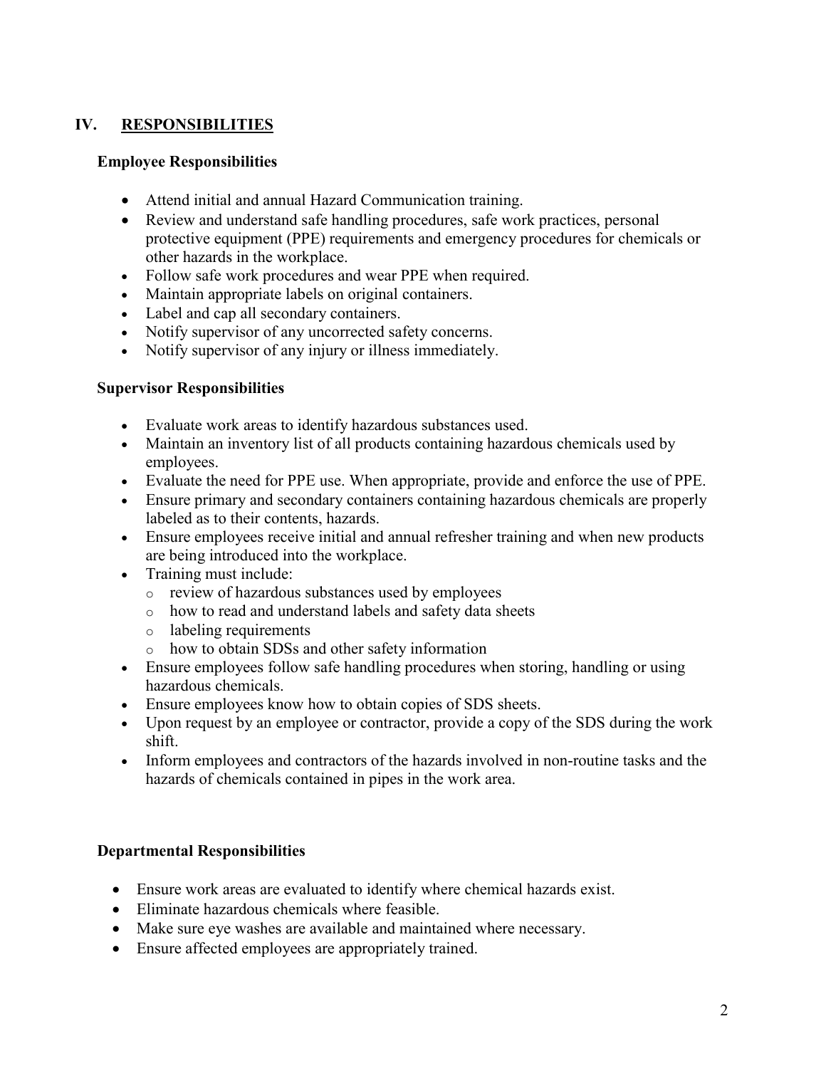## IV. RESPONSIBILITIES

### Employee Responsibilities

- Attend initial and annual Hazard Communication training.
- Review and understand safe handling procedures, safe work practices, personal protective equipment (PPE) requirements and emergency procedures for chemicals or other hazards in the workplace.
- Follow safe work procedures and wear PPE when required.
- Maintain appropriate labels on original containers.
- Label and cap all secondary containers.
- Notify supervisor of any uncorrected safety concerns.
- Notify supervisor of any injury or illness immediately.

### Supervisor Responsibilities

- Evaluate work areas to identify hazardous substances used.
- Maintain an inventory list of all products containing hazardous chemicals used by employees.
- Evaluate the need for PPE use. When appropriate, provide and enforce the use of PPE.
- Ensure primary and secondary containers containing hazardous chemicals are properly labeled as to their contents, hazards.
- Ensure employees receive initial and annual refresher training and when new products are being introduced into the workplace.
- Training must include:
  - review of hazardous substances used by employees
  - how to read and understand labels and safety data sheets
  - labeling requirements
  - how to obtain SDSs and other safety information
- Ensure employees follow safe handling procedures when storing, handling or using hazardous chemicals.
- Ensure employees know how to obtain copies of SDS sheets.
- Upon request by an employee or contractor, provide a copy of the SDS during the work shift.
- Inform employees and contractors of the hazards involved in non-routine tasks and the hazards of chemicals contained in pipes in the work area.

### Departmental Responsibilities

- Ensure work areas are evaluated to identify where chemical hazards exist.
- Eliminate hazardous chemicals where feasible.
- Make sure eye washes are available and maintained where necessary.
- Ensure affected employees are appropriately trained.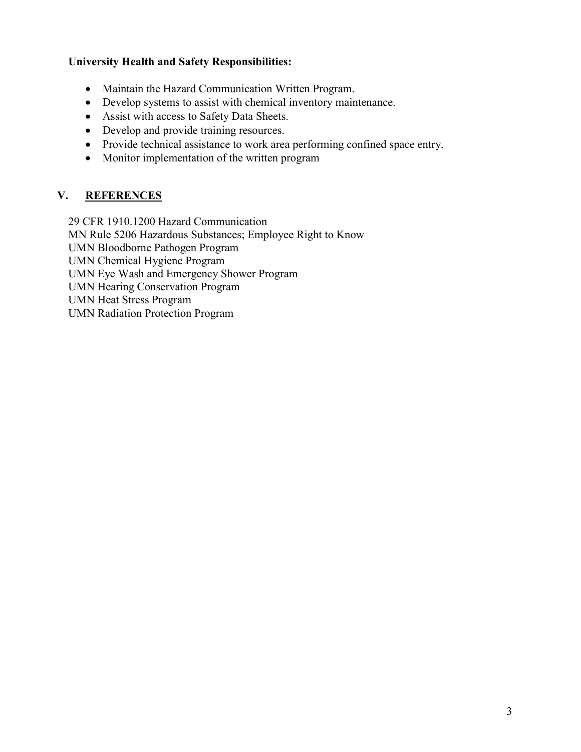**University Health and Safety Responsibilities:**

- Maintain the Hazard Communication Written Program.
- Develop systems to assist with chemical inventory maintenance.
- Assist with access to Safety Data Sheets.
- Develop and provide training resources.
- Provide technical assistance to work area performing confined space entry.
- Monitor implementation of the written program

## V. REFERENCES

29 CFR 1910.1200 Hazard Communication
MN Rule 5206 Hazardous Substances; Employee Right to Know
UMN Bloodborne Pathogen Program
UMN Chemical Hygiene Program
UMN Eye Wash and Emergency Shower Program
UMN Hearing Conservation Program
UMN Heat Stress Program
UMN Radiation Protection Program